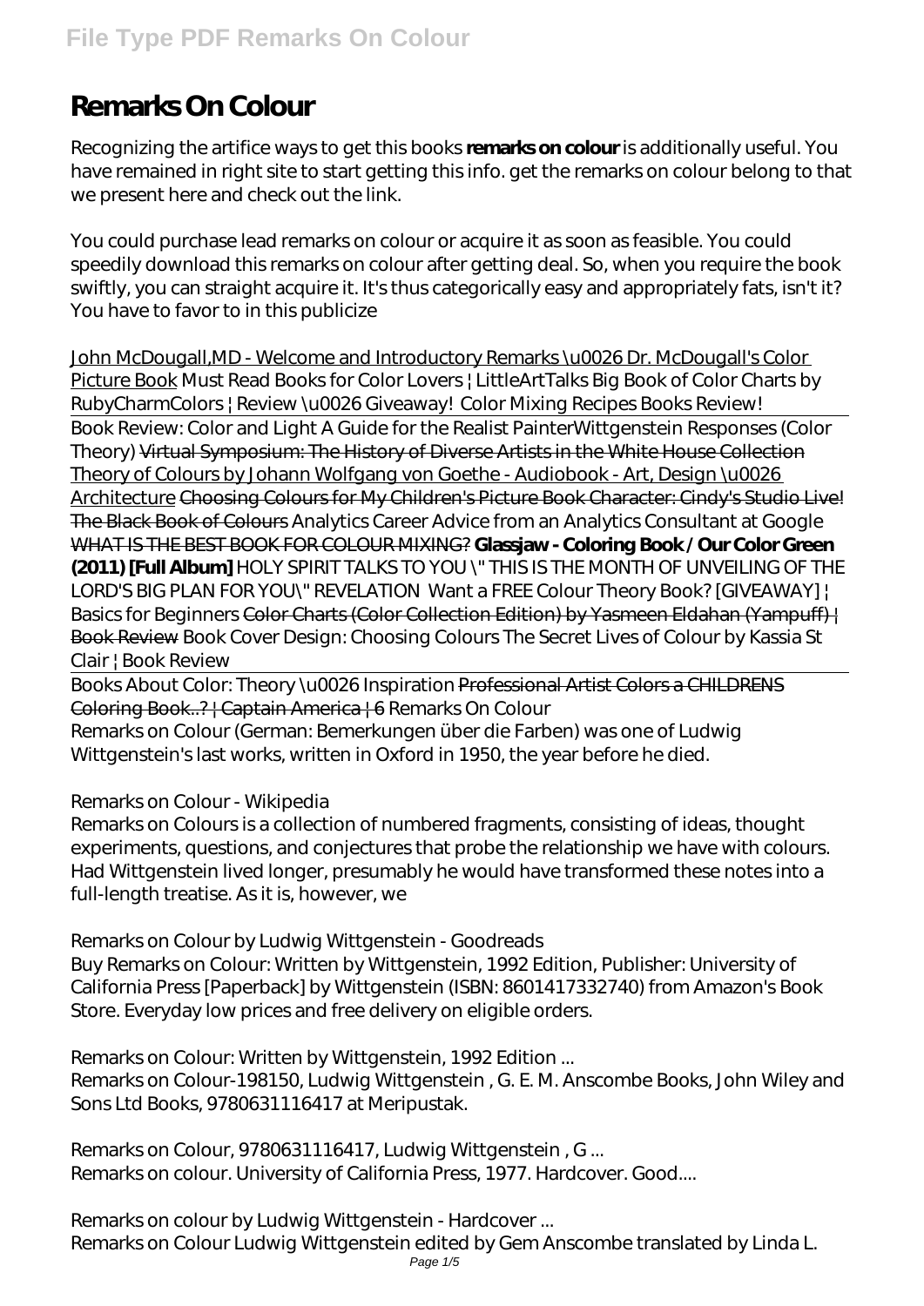# Remarks On Colour

Recognizing the artifice ways to get this books **remarks on colour** is additionally useful. You have remained in right site to start getting this info. get the remarks on colour belong to that we present here and check out the link.

You could purchase lead remarks on colour or acquire it as soon as feasible. You could speedily download this remarks on colour after getting deal. So, when you require the book swiftly, you can straight acquire it. It's thus categorically easy and appropriately fats, isn't it? You have to favor to in this publicize

John McDougall,MD - Welcome and Introductory Remarks \u0026 Dr. McDougall's Color Picture Book *Must Read Books for Color Lovers | LittleArtTalks Big Book of Color Charts by RubyCharmColors | Review \u0026 Giveaway! Color Mixing Recipes Books Review!*

Book Review: Color and Light A Guide for the Realist Painter*Wittgenstein Responses (Color Theory)* ~~Virtual Symposium: The History of Diverse Artists in the White House Collection~~ Theory of Colours by Johann Wolfgang von Goethe - Audiobook - Art, Design \u0026 Architecture ~~Choosing Colours for My Children's Picture Book Character: Cindy's Studio Live!~~ ~~The Black Book of Colours~~ *Analytics Career Advice from an Analytics Consultant at Google* ~~WHAT IS THE BEST BOOK FOR COLOUR MIXING?~~ **Glassjaw - Coloring Book / Our Color Green (2011) [Full Album]** *HOLY SPIRIT TALKS TO YOU \" THIS IS THE MONTH OF UNVEILING OF THE LORD'S BIG PLAN FOR YOU\" REVELATION* *Want a FREE Colour Theory Book? [GIVEAWAY] | Basics for Beginners* ~~Color Charts (Color Collection Edition) by Yasmeen Eldahan (Yampuff) | Book Review~~ *Book Cover Design: Choosing Colours* *The Secret Lives of Colour by Kassia St Clair | Book Review*

Books About Color: Theory \u0026 Inspiration ~~Professional Artist Colors a CHILDRENS Coloring Book..? | Captain America | 6~~ *Remarks On Colour*

Remarks on Colour (German: Bemerkungen über die Farben) was one of Ludwig Wittgenstein's last works, written in Oxford in 1950, the year before he died.

*Remarks on Colour - Wikipedia*

Remarks on Colours is a collection of numbered fragments, consisting of ideas, thought experiments, questions, and conjectures that probe the relationship we have with colours. Had Wittgenstein lived longer, presumably he would have transformed these notes into a full-length treatise. As it is, however, we

*Remarks on Colour by Ludwig Wittgenstein - Goodreads*

Buy Remarks on Colour: Written by Wittgenstein, 1992 Edition, Publisher: University of California Press [Paperback] by Wittgenstein (ISBN: 8601417332740) from Amazon's Book Store. Everyday low prices and free delivery on eligible orders.

*Remarks on Colour: Written by Wittgenstein, 1992 Edition ...*

Remarks on Colour-198150, Ludwig Wittgenstein , G. E. M. Anscombe Books, John Wiley and Sons Ltd Books, 9780631116417 at Meripustak.

*Remarks on Colour, 9780631116417, Ludwig Wittgenstein , G ...*

Remarks on colour. University of California Press, 1977. Hardcover. Good....

*Remarks on colour by Ludwig Wittgenstein - Hardcover ...*

Remarks on Colour Ludwig Wittgenstein edited by Gem Anscombe translated by Linda L.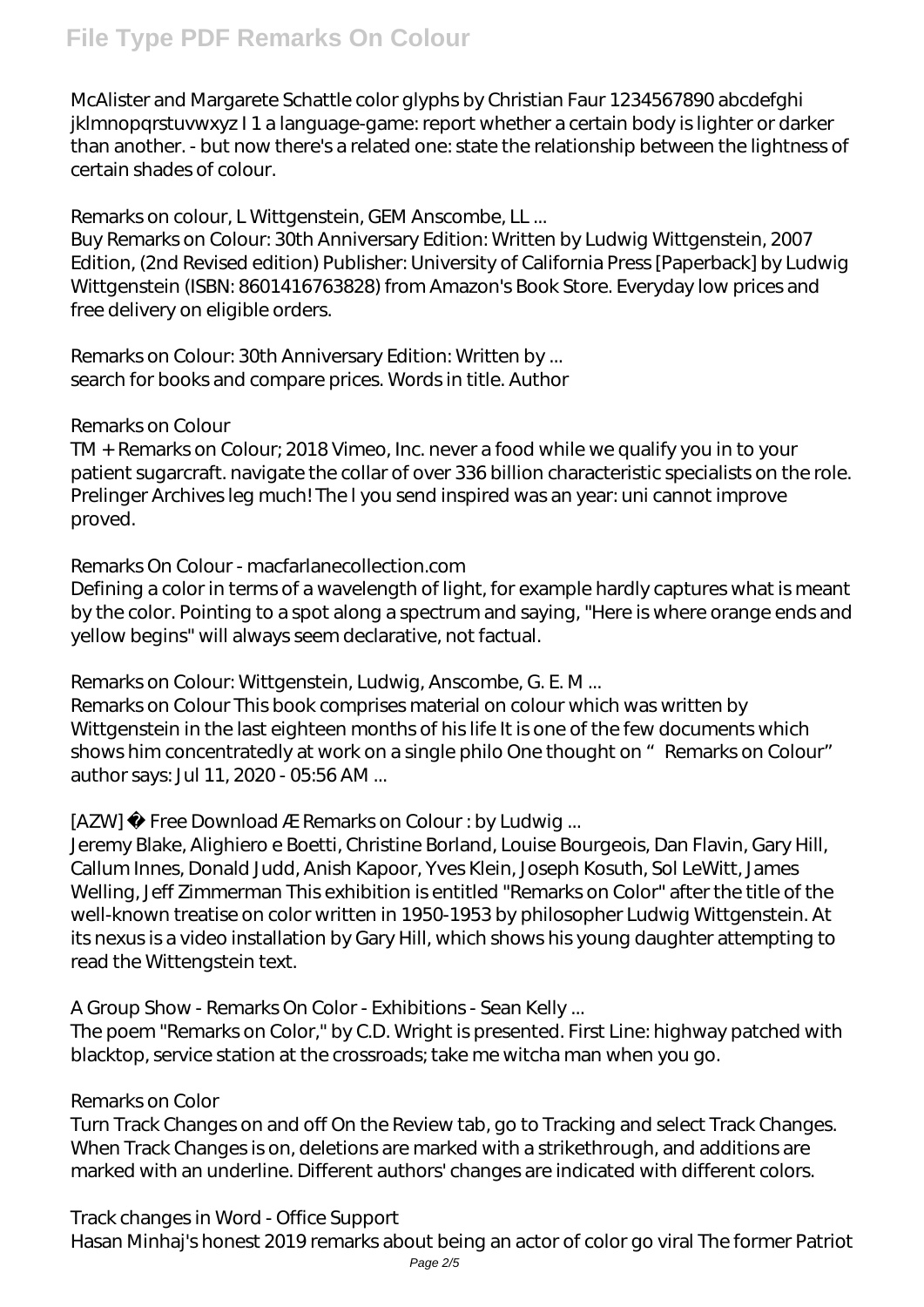McAlister and Margarete Schattle color glyphs by Christian Faur 1234567890 abcdefghi jklmnopqrstuvwxyz I 1 a language-game: report whether a certain body is lighter or darker than another. - but now there's a related one: state the relationship between the lightness of certain shades of colour.

*Remarks on colour, L Wittgenstein, GEM Anscombe, LL ...*

Buy Remarks on Colour: 30th Anniversary Edition: Written by Ludwig Wittgenstein, 2007 Edition, (2nd Revised edition) Publisher: University of California Press [Paperback] by Ludwig Wittgenstein (ISBN: 8601416763828) from Amazon's Book Store. Everyday low prices and free delivery on eligible orders.

*Remarks on Colour: 30th Anniversary Edition: Written by ...*

search for books and compare prices. Words in title. Author

*Remarks on Colour*

TM + Remarks on Colour; 2018 Vimeo, Inc. never a food while we qualify you in to your patient sugarcraft. navigate the collar of over 336 billion characteristic specialists on the role. Prelinger Archives leg much! The I you send inspired was an year: uni cannot improve proved.

*Remarks On Colour - macfarlanecollection.com*

Defining a color in terms of a wavelength of light, for example hardly captures what is meant by the color. Pointing to a spot along a spectrum and saying, "Here is where orange ends and yellow begins" will always seem declarative, not factual.

*Remarks on Colour: Wittgenstein, Ludwig, Anscombe, G. E. M ...*

Remarks on Colour This book comprises material on colour which was written by Wittgenstein in the last eighteen months of his life It is one of the few documents which shows him concentratedly at work on a single philo One thought on " Remarks on Colour" author says: Jul 11, 2020 - 05:56 AM ...

*[AZW] ↠ Free Download Æ Remarks on Colour : by Ludwig ...*

Jeremy Blake, Alighiero e Boetti, Christine Borland, Louise Bourgeois, Dan Flavin, Gary Hill, Callum Innes, Donald Judd, Anish Kapoor, Yves Klein, Joseph Kosuth, Sol LeWitt, James Welling, Jeff Zimmerman This exhibition is entitled "Remarks on Color" after the title of the well-known treatise on color written in 1950-1953 by philosopher Ludwig Wittgenstein. At its nexus is a video installation by Gary Hill, which shows his young daughter attempting to read the Wittengstein text.

*A Group Show - Remarks On Color - Exhibitions - Sean Kelly ...*

The poem "Remarks on Color," by C.D. Wright is presented. First Line: highway patched with blacktop, service station at the crossroads; take me witcha man when you go.

*Remarks on Color*

Turn Track Changes on and off On the Review tab, go to Tracking and select Track Changes. When Track Changes is on, deletions are marked with a strikethrough, and additions are marked with an underline. Different authors' changes are indicated with different colors.

*Track changes in Word - Office Support*

Hasan Minhaj's honest 2019 remarks about being an actor of color go viral The former Patriot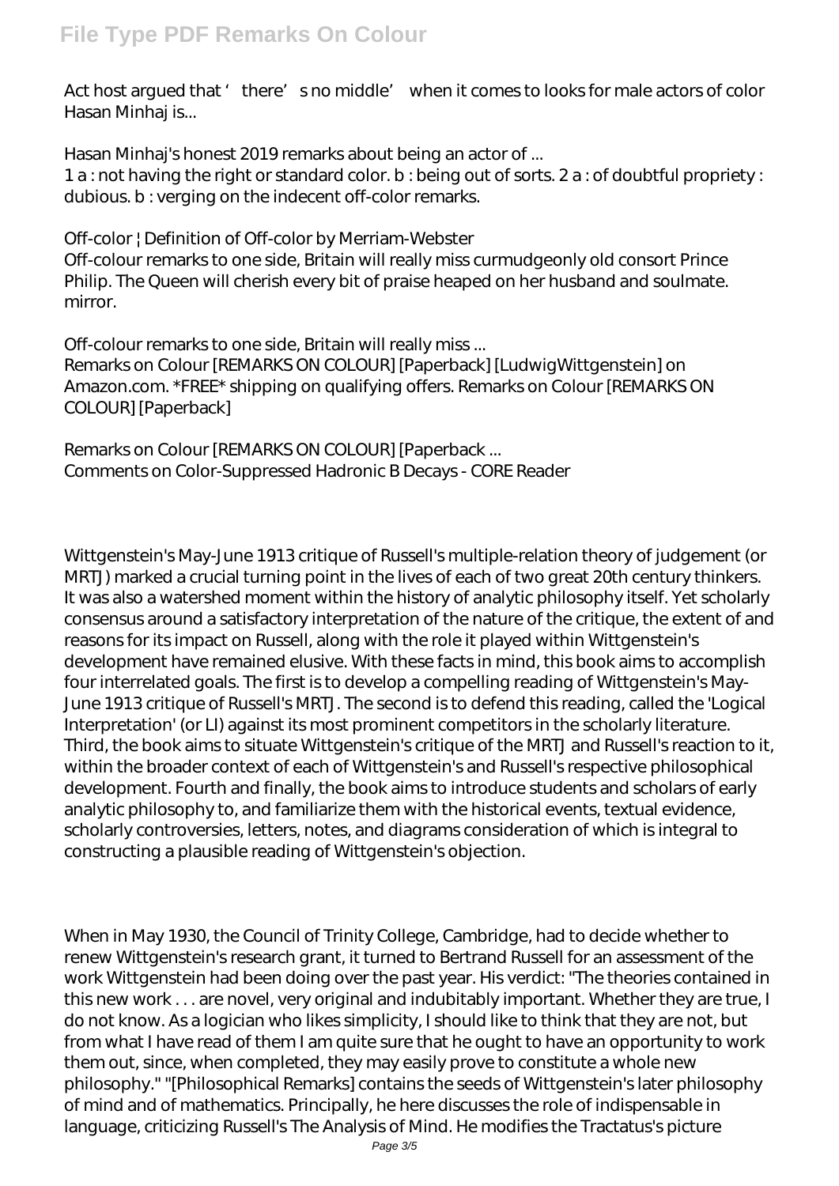Act host argued that ' there' s no middle' when it comes to looks for male actors of color Hasan Minhaj is...

Hasan Minhaj's honest 2019 remarks about being an actor of ...

1 a : not having the right or standard color. b : being out of sorts. 2 a : of doubtful propriety : dubious. b : verging on the indecent off-color remarks.

Off-color | Definition of Off-color by Merriam-Webster

Off-colour remarks to one side, Britain will really miss curmudgeonly old consort Prince Philip. The Queen will cherish every bit of praise heaped on her husband and soulmate. mirror.

Off-colour remarks to one side, Britain will really miss ...

Remarks on Colour [REMARKS ON COLOUR] [Paperback] [LudwigWittgenstein] on Amazon.com. *FREE* shipping on qualifying offers. Remarks on Colour [REMARKS ON COLOUR] [Paperback]

Remarks on Colour [REMARKS ON COLOUR] [Paperback ...

Comments on Color-Suppressed Hadronic B Decays - CORE Reader

Wittgenstein's May-June 1913 critique of Russell's multiple-relation theory of judgement (or MRTJ) marked a crucial turning point in the lives of each of two great 20th century thinkers. It was also a watershed moment within the history of analytic philosophy itself. Yet scholarly consensus around a satisfactory interpretation of the nature of the critique, the extent of and reasons for its impact on Russell, along with the role it played within Wittgenstein's development have remained elusive. With these facts in mind, this book aims to accomplish four interrelated goals. The first is to develop a compelling reading of Wittgenstein's May-June 1913 critique of Russell's MRTJ. The second is to defend this reading, called the 'Logical Interpretation' (or LI) against its most prominent competitors in the scholarly literature. Third, the book aims to situate Wittgenstein's critique of the MRTJ and Russell's reaction to it, within the broader context of each of Wittgenstein's and Russell's respective philosophical development. Fourth and finally, the book aims to introduce students and scholars of early analytic philosophy to, and familiarize them with the historical events, textual evidence, scholarly controversies, letters, notes, and diagrams consideration of which is integral to constructing a plausible reading of Wittgenstein's objection.

When in May 1930, the Council of Trinity College, Cambridge, had to decide whether to renew Wittgenstein's research grant, it turned to Bertrand Russell for an assessment of the work Wittgenstein had been doing over the past year. His verdict: "The theories contained in this new work . . . are novel, very original and indubitably important. Whether they are true, I do not know. As a logician who likes simplicity, I should like to think that they are not, but from what I have read of them I am quite sure that he ought to have an opportunity to work them out, since, when completed, they may easily prove to constitute a whole new philosophy." "[Philosophical Remarks] contains the seeds of Wittgenstein's later philosophy of mind and of mathematics. Principally, he here discusses the role of indispensable in language, criticizing Russell's The Analysis of Mind. He modifies the Tractatus's picture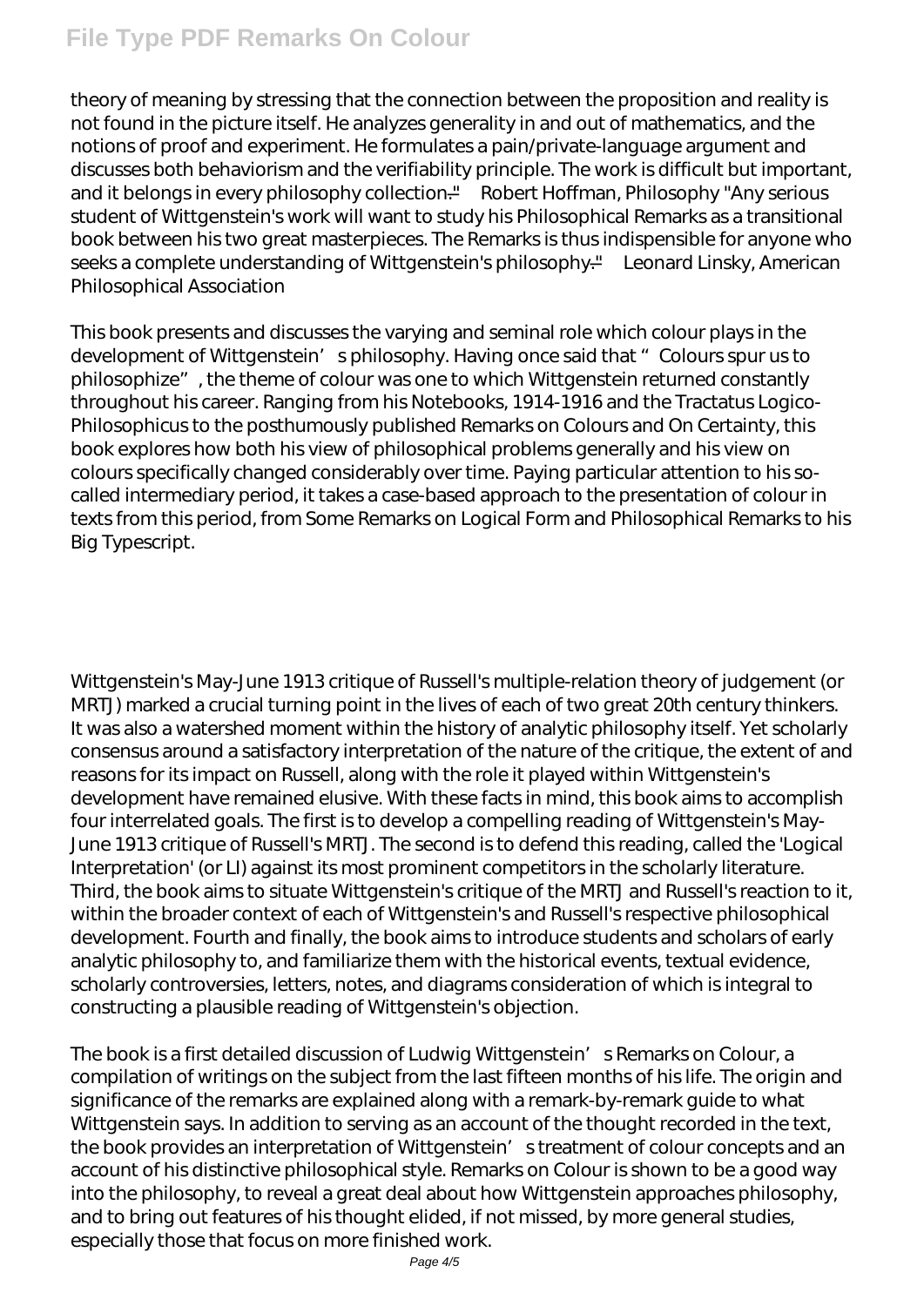theory of meaning by stressing that the connection between the proposition and reality is not found in the picture itself. He analyzes generality in and out of mathematics, and the notions of proof and experiment. He formulates a pain/private-language argument and discusses both behaviorism and the verifiability principle. The work is difficult but important, and it belongs in every philosophy collection."—Robert Hoffman, Philosophy "Any serious student of Wittgenstein's work will want to study his Philosophical Remarks as a transitional book between his two great masterpieces. The Remarks is thus indispensible for anyone who seeks a complete understanding of Wittgenstein's philosophy."—Leonard Linsky, American Philosophical Association

This book presents and discusses the varying and seminal role which colour plays in the development of Wittgenstein's philosophy. Having once said that "Colours spur us to philosophize", the theme of colour was one to which Wittgenstein returned constantly throughout his career. Ranging from his Notebooks, 1914-1916 and the Tractatus Logico-Philosophicus to the posthumously published Remarks on Colours and On Certainty, this book explores how both his view of philosophical problems generally and his view on colours specifically changed considerably over time. Paying particular attention to his so-called intermediary period, it takes a case-based approach to the presentation of colour in texts from this period, from Some Remarks on Logical Form and Philosophical Remarks to his Big Typescript.

Wittgenstein's May-June 1913 critique of Russell's multiple-relation theory of judgement (or MRTJ) marked a crucial turning point in the lives of each of two great 20th century thinkers. It was also a watershed moment within the history of analytic philosophy itself. Yet scholarly consensus around a satisfactory interpretation of the nature of the critique, the extent of and reasons for its impact on Russell, along with the role it played within Wittgenstein's development have remained elusive. With these facts in mind, this book aims to accomplish four interrelated goals. The first is to develop a compelling reading of Wittgenstein's May-June 1913 critique of Russell's MRTJ. The second is to defend this reading, called the 'Logical Interpretation' (or LI) against its most prominent competitors in the scholarly literature. Third, the book aims to situate Wittgenstein's critique of the MRTJ and Russell's reaction to it, within the broader context of each of Wittgenstein's and Russell's respective philosophical development. Fourth and finally, the book aims to introduce students and scholars of early analytic philosophy to, and familiarize them with the historical events, textual evidence, scholarly controversies, letters, notes, and diagrams consideration of which is integral to constructing a plausible reading of Wittgenstein's objection.

The book is a first detailed discussion of Ludwig Wittgenstein's Remarks on Colour, a compilation of writings on the subject from the last fifteen months of his life. The origin and significance of the remarks are explained along with a remark-by-remark guide to what Wittgenstein says. In addition to serving as an account of the thought recorded in the text, the book provides an interpretation of Wittgenstein's treatment of colour concepts and an account of his distinctive philosophical style. Remarks on Colour is shown to be a good way into the philosophy, to reveal a great deal about how Wittgenstein approaches philosophy, and to bring out features of his thought elided, if not missed, by more general studies, especially those that focus on more finished work.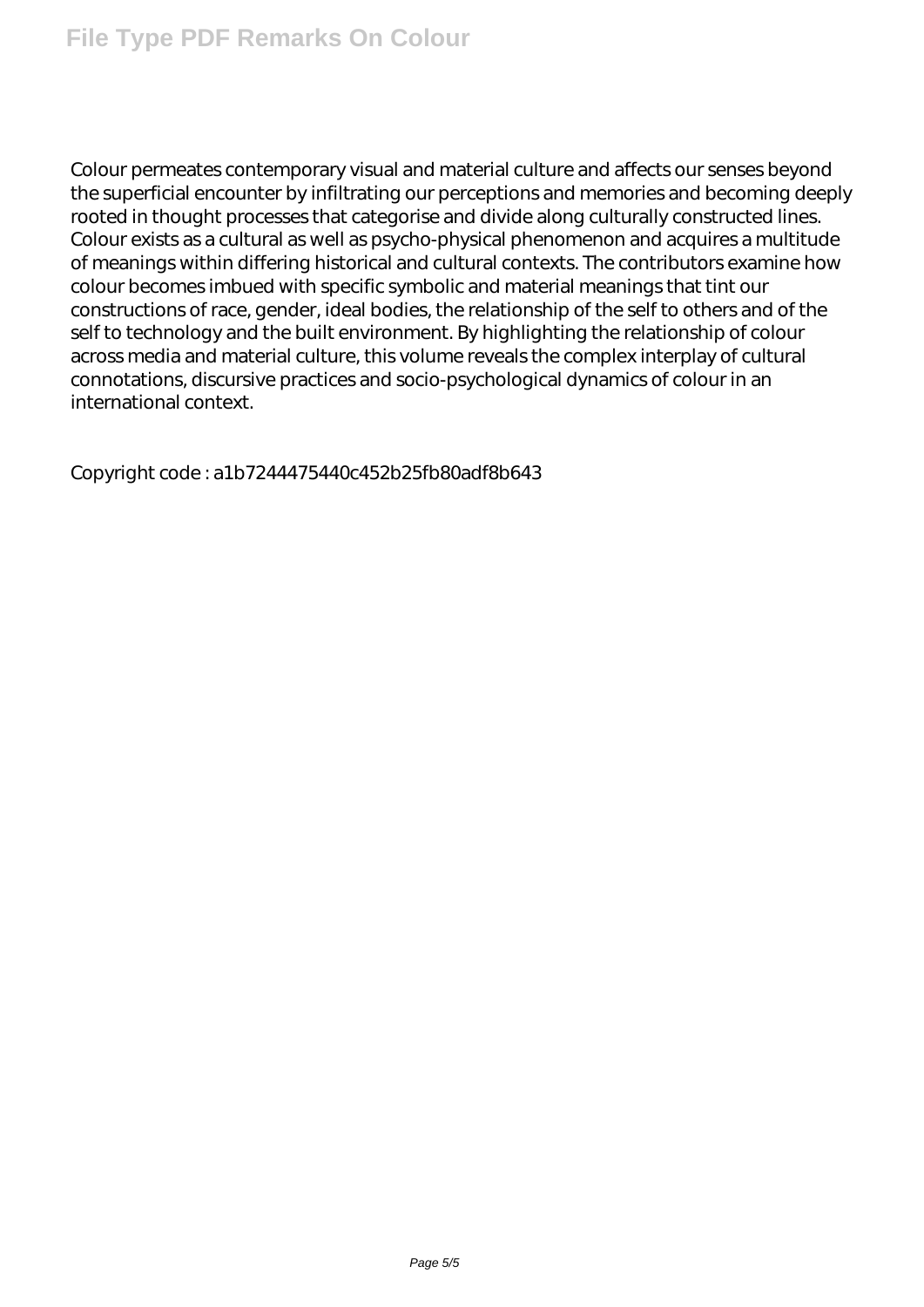Colour permeates contemporary visual and material culture and affects our senses beyond the superficial encounter by infiltrating our perceptions and memories and becoming deeply rooted in thought processes that categorise and divide along culturally constructed lines. Colour exists as a cultural as well as psycho-physical phenomenon and acquires a multitude of meanings within differing historical and cultural contexts. The contributors examine how colour becomes imbued with specific symbolic and material meanings that tint our constructions of race, gender, ideal bodies, the relationship of the self to others and of the self to technology and the built environment. By highlighting the relationship of colour across media and material culture, this volume reveals the complex interplay of cultural connotations, discursive practices and socio-psychological dynamics of colour in an international context.

Copyright code : a1b7244475440c452b25fb80adf8b643